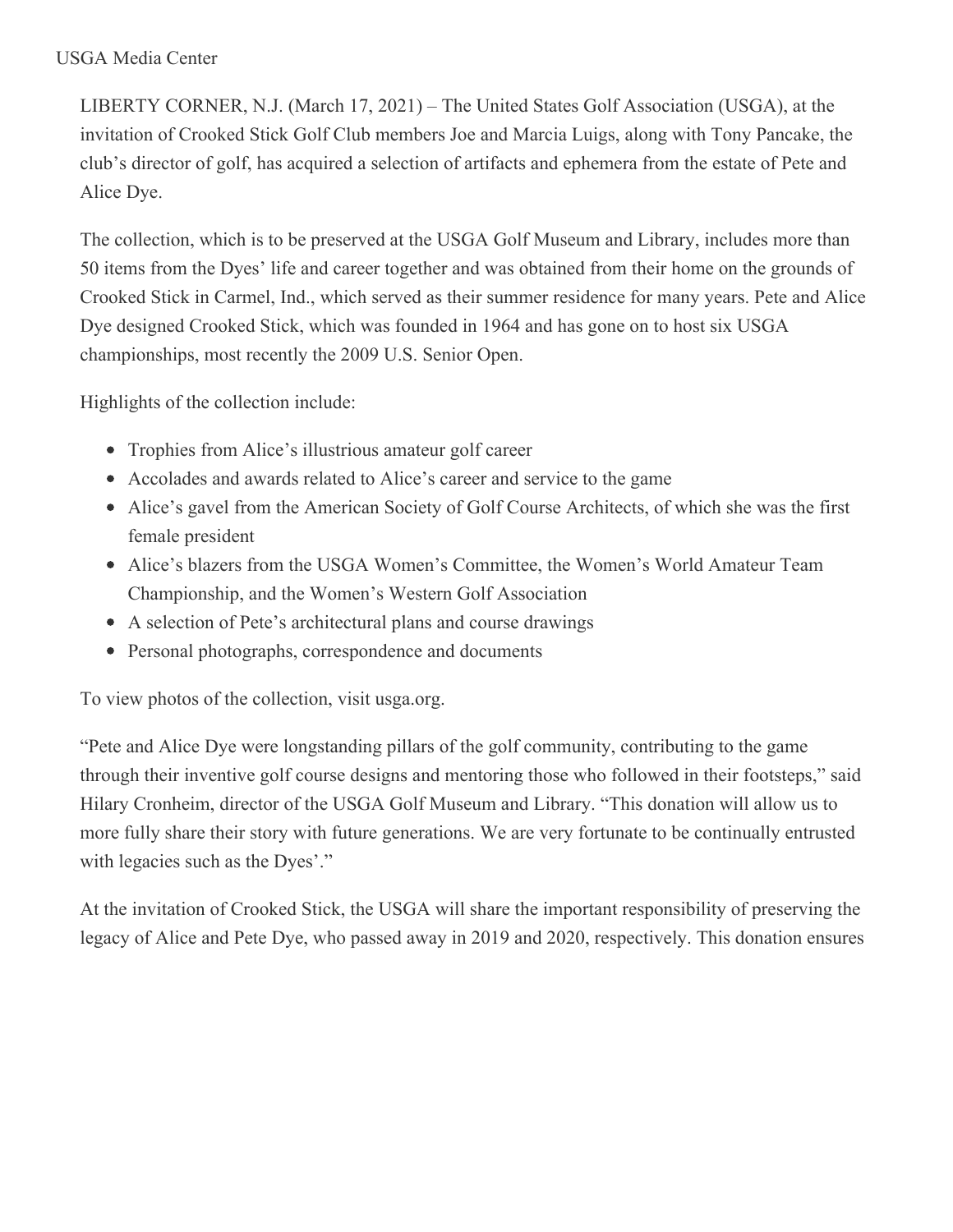USGA Media Center

LIBERTY CORNER, N.J. (March 17, 2021) – The United States Golf Association (USGA), at the invitation of Crooked Stick Golf Club members Joe and Marcia Luigs, along with Tony Pancake, the club's director of golf, has acquired a selection of artifacts and ephemera from the estate of Pete and Alice Dye.

The collection, which is to be preserved at the USGA Golf Museum and Library, includes more than 50 items from the Dyes' life and career together and was obtained from their home on the grounds of Crooked Stick in Carmel, Ind., which served as their summer residence for many years. Pete and Alice Dye designed Crooked Stick, which was founded in 1964 and has gone on to host six USGA championships, most recently the 2009 U.S. Senior Open.

Highlights of the collection include:

- Trophies from Alice's illustrious amateur golf career
- Accolades and awards related to Alice's career and service to the game
- Alice's gavel from the American Society of Golf Course Architects, of which she was the first female president
- Alice's blazers from the USGA Women's Committee, the Women's World Amateur Team Championship, and the Women's Western Golf Association
- A selection of Pete's architectural plans and course drawings
- Personal photographs, correspondence and documents

To view photos of the collection, visit usga.org.

"Pete and Alice Dye were longstanding pillars of the golf community, contributing to the game through their inventive golf course designs and mentoring those who followed in their footsteps," said Hilary Cronheim, director of the USGA Golf Museum and Library. "This donation will allow us to more fully share their story with future generations. We are very fortunate to be continually entrusted with legacies such as the Dyes'."

At the invitation of Crooked Stick, the USGA will share the important responsibility of preserving the legacy of Alice and Pete Dye, who passed away in 2019 and 2020, respectively. This donation ensures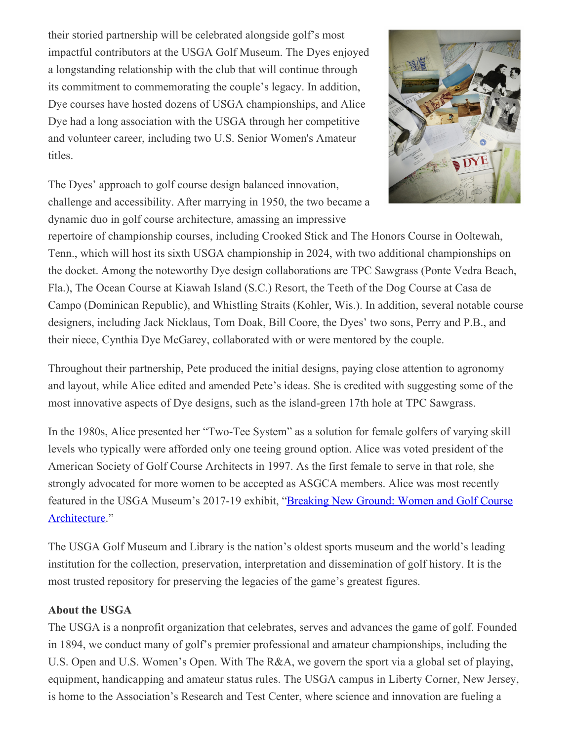their storied partnership will be celebrated alongside golf's most impactful contributors at the USGA Golf Museum. The Dyes enjoyed a longstanding relationship with the club that will continue through its commitment to commemorating the couple's legacy. In addition, Dye courses have hosted dozens of USGA championships, and Alice Dye had a long association with the USGA through her competitive and volunteer career, including two U.S. Senior Women's Amateur titles.

The Dyes' approach to golf course design balanced innovation, challenge and accessibility. After marrying in 1950, the two became a dynamic duo in golf course architecture, amassing an impressive repertoire of championship courses, including Crooked Stick and The Honors Course in Ooltewah, Tenn., which will host its sixth USGA championship in 2024, with two additional championships on the docket. Among the noteworthy Dye design collaborations are TPC Sawgrass (Ponte Vedra Beach, Fla.), The Ocean Course at Kiawah Island (S.C.) Resort, the Teeth of the Dog Course at Casa de Campo (Dominican Republic), and Whistling Straits (Kohler, Wis.). In addition, several notable course designers, including Jack Nicklaus, Tom Doak, Bill Coore, the Dyes' two sons, Perry and P.B., and their niece, Cynthia Dye McGarey, collaborated with or were mentored by the couple.

Throughout their partnership, Pete produced the initial designs, paying close attention to agronomy and layout, while Alice edited and amended Pete's ideas. She is credited with suggesting some of the most innovative aspects of Dye designs, such as the island-green 17th hole at TPC Sawgrass.

In the 1980s, Alice presented her "Two-Tee System" as a solution for female golfers of varying skill levels who typically were afforded only one teeing ground option. Alice was voted president of the American Society of Golf Course Architects in 1997. As the first female to serve in that role, she strongly advocated for more women to be accepted as ASGCA members. Alice was most recently featured in the USGA Museum's 2017-19 exhibit, "Breaking New Ground: Women and Golf Course Architecture."

The USGA Golf Museum and Library is the nation's oldest sports museum and the world's leading institution for the collection, preservation, interpretation and dissemination of golf history. It is the most trusted repository for preserving the legacies of the game's greatest figures.

**About the USGA**

The USGA is a nonprofit organization that celebrates, serves and advances the game of golf. Founded in 1894, we conduct many of golf's premier professional and amateur championships, including the U.S. Open and U.S. Women's Open. With The R&A, we govern the sport via a global set of playing, equipment, handicapping and amateur status rules. The USGA campus in Liberty Corner, New Jersey, is home to the Association's Research and Test Center, where science and innovation are fueling a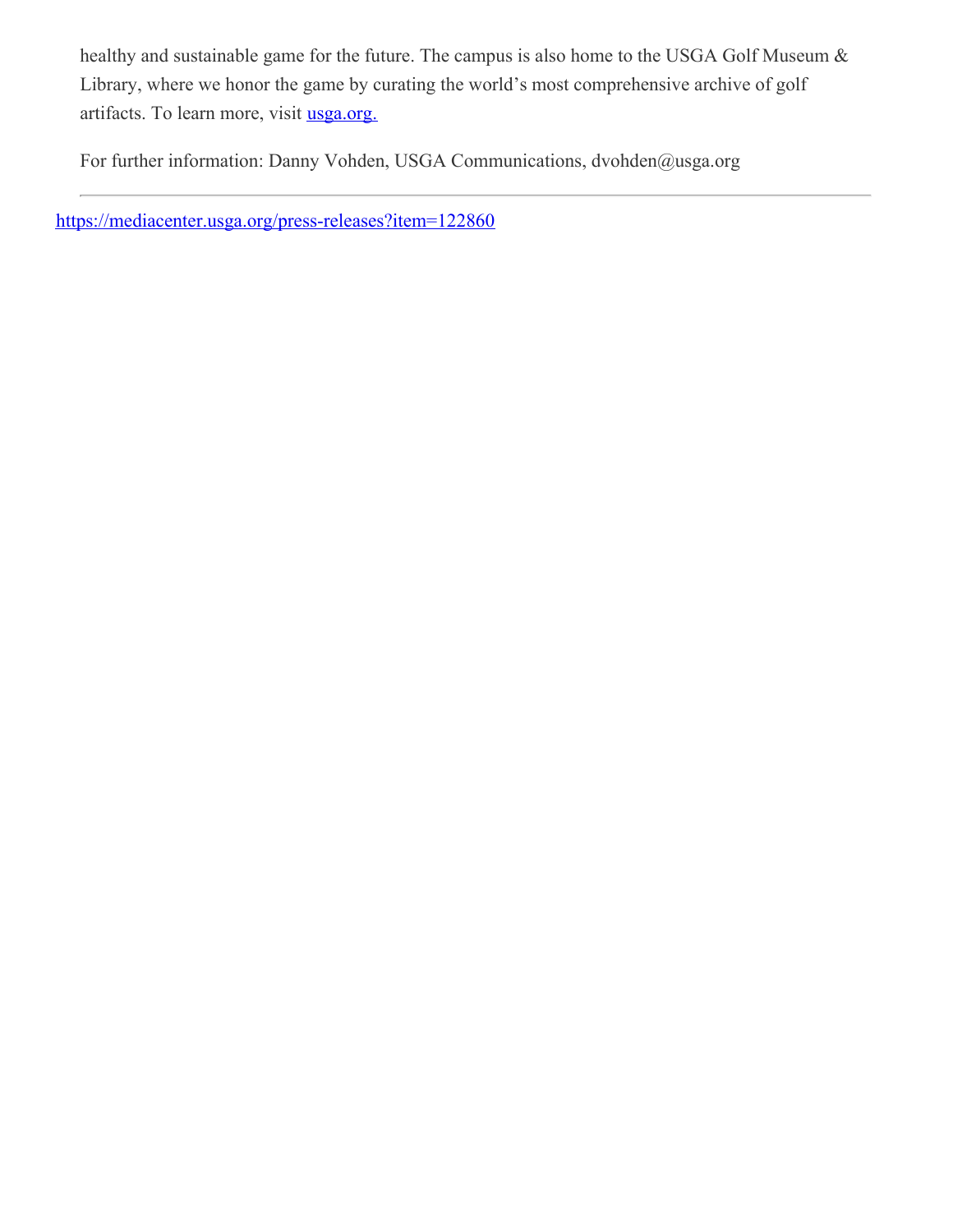healthy and sustainable game for the future. The campus is also home to the USGA Golf Museum & Library, where we honor the game by curating the world's most comprehensive archive of golf artifacts. To learn more, visit [usga.org.](https://usga.org)

For further information: Danny Vohden, USGA Communications, dvohden@usga.org

---

https://mediacenter.usga.org/press-releases?item=122860